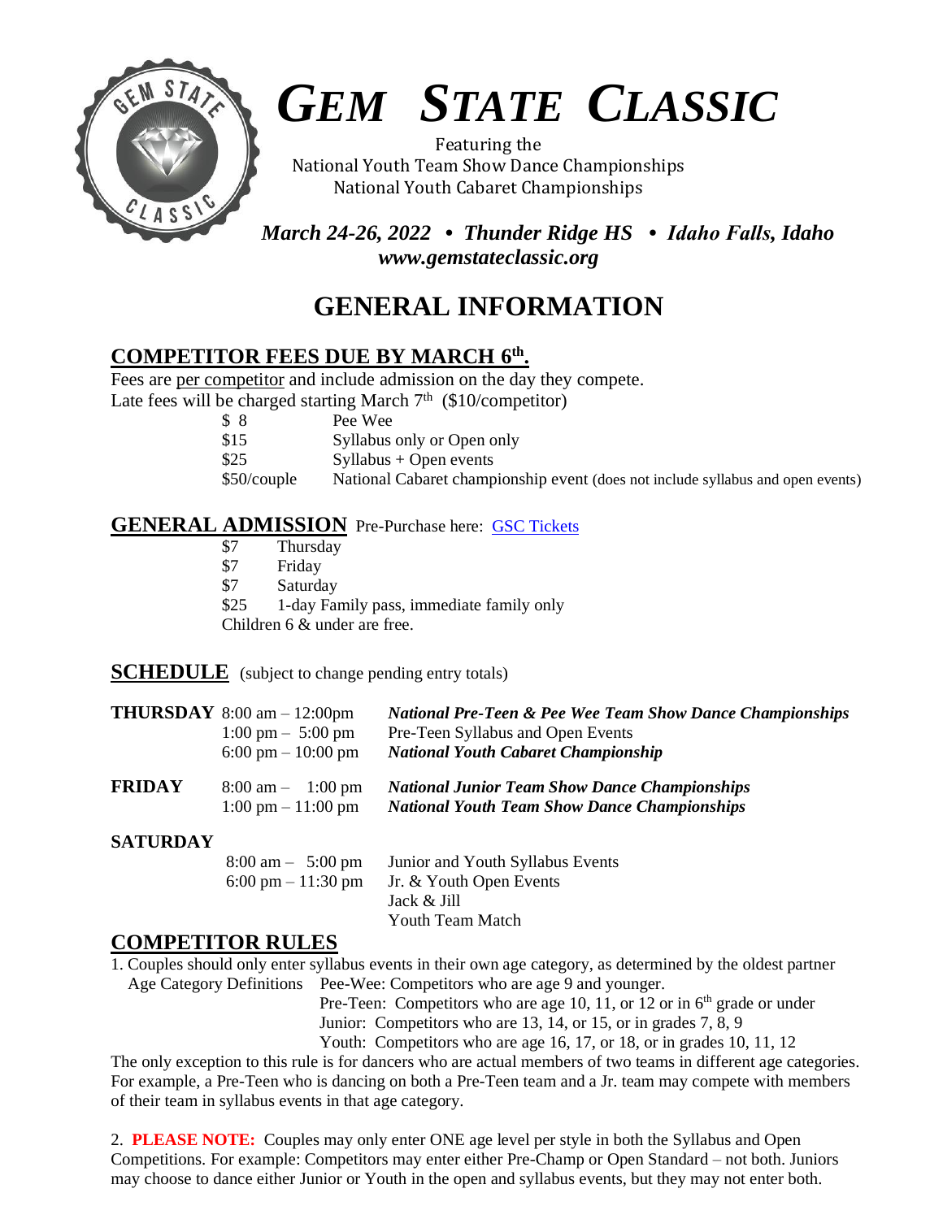# *GEM STATE CLASSIC*

Featuring the
National Youth Team Show Dance Championships
National Youth Cabaret Championships

***March 24-26, 2022 • Thunder Ridge HS • Idaho Falls, Idaho***
***www.gemstateclassic.org***

# GENERAL INFORMATION

## COMPETITOR FEES DUE BY MARCH 6th.

Fees are per competitor and include admission on the day they compete.
Late fees will be charged starting March 7th ($10/competitor)

| | |
|---|---|
| $ 8 | Pee Wee |
| $15 | Syllabus only or Open only |
| $25 | Syllabus + Open events |
| $50/couple | National Cabaret championship event (does not include syllabus and open events) |

## GENERAL ADMISSION

Pre-Purchase here: [GSC Tickets]

| | |
|---|---|
| $7 | Thursday |
| $7 | Friday |
| $7 | Saturday |
| $25 | 1-day Family pass, immediate family only |

Children 6 & under are free.

## SCHEDULE

(subject to change pending entry totals)

| Day | Time | Event |
|---|---|---|
| **THURSDAY** | 8:00 am – 12:00pm | ***National Pre-Teen & Pee Wee Team Show Dance Championships*** |
| | 1:00 pm – 5:00 pm | Pre-Teen Syllabus and Open Events |
| | 6:00 pm – 10:00 pm | ***National Youth Cabaret Championship*** |
| **FRIDAY** | 8:00 am – 1:00 pm | ***National Junior Team Show Dance Championships*** |
| | 1:00 pm – 11:00 pm | ***National Youth Team Show Dance Championships*** |
| **SATURDAY** | 8:00 am – 5:00 pm | Junior and Youth Syllabus Events |
| | 6:00 pm – 11:30 pm | Jr. & Youth Open Events<br>Jack & Jill<br>Youth Team Match |

## COMPETITOR RULES

1. Couples should only enter syllabus events in their own age category, as determined by the oldest partner

Age Category Definitions
- Pee-Wee: Competitors who are age 9 and younger.
- Pre-Teen: Competitors who are age 10, 11, or 12 or in 6th grade or under
- Junior: Competitors who are 13, 14, or 15, or in grades 7, 8, 9
- Youth: Competitors who are age 16, 17, or 18, or in grades 10, 11, 12

The only exception to this rule is for dancers who are actual members of two teams in different age categories. For example, a Pre-Teen who is dancing on both a Pre-Teen team and a Jr. team may compete with members of their team in syllabus events in that age category.

2. **PLEASE NOTE:** Couples may only enter ONE age level per style in both the Syllabus and Open Competitions. For example: Competitors may enter either Pre-Champ or Open Standard – not both. Juniors may choose to dance either Junior or Youth in the open and syllabus events, but they may not enter both.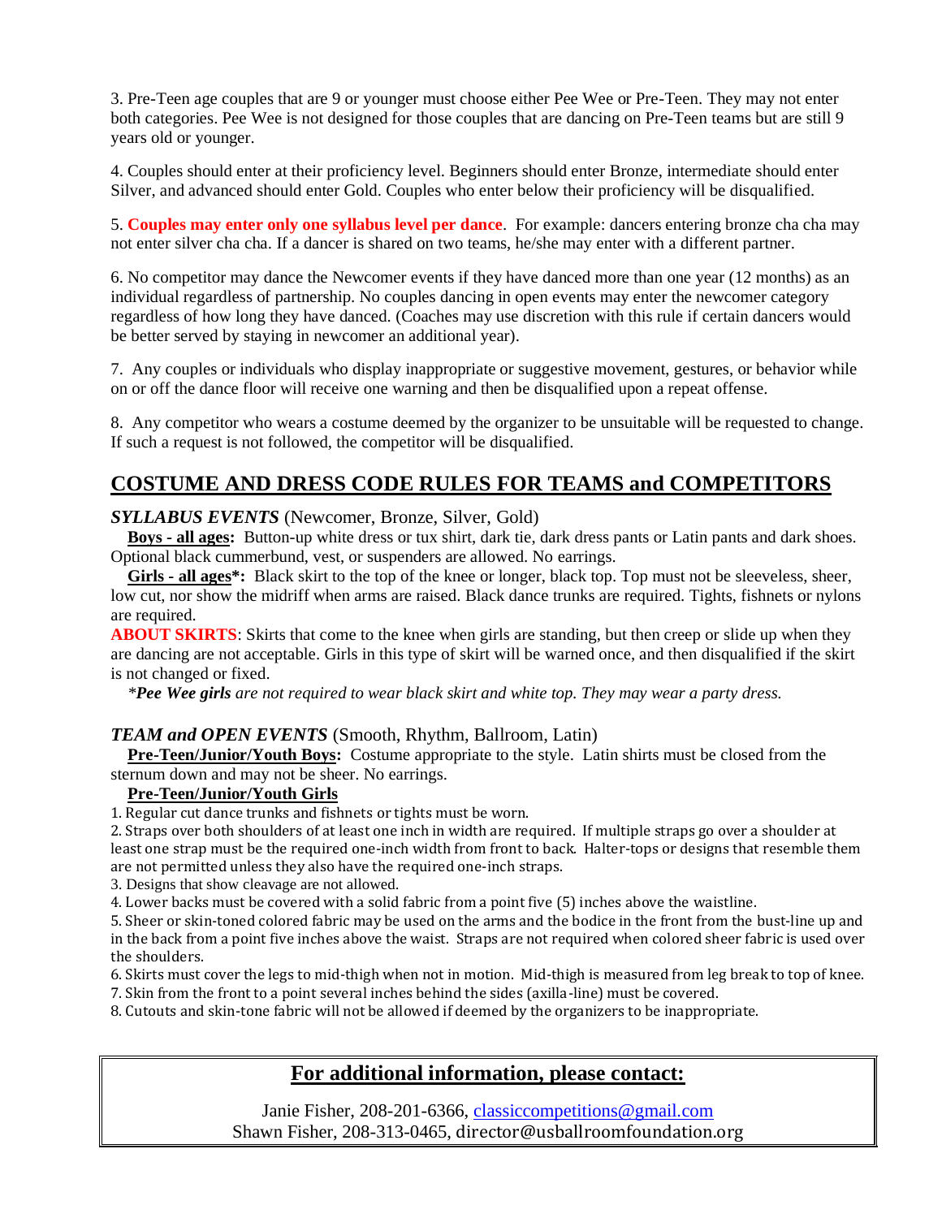3. Pre-Teen age couples that are 9 or younger must choose either Pee Wee or Pre-Teen. They may not enter both categories. Pee Wee is not designed for those couples that are dancing on Pre-Teen teams but are still 9 years old or younger.

4. Couples should enter at their proficiency level. Beginners should enter Bronze, intermediate should enter Silver, and advanced should enter Gold. Couples who enter below their proficiency will be disqualified.

5. **Couples may enter only one syllabus level per dance**. For example: dancers entering bronze cha cha may not enter silver cha cha. If a dancer is shared on two teams, he/she may enter with a different partner.

6. No competitor may dance the Newcomer events if they have danced more than one year (12 months) as an individual regardless of partnership. No couples dancing in open events may enter the newcomer category regardless of how long they have danced. (Coaches may use discretion with this rule if certain dancers would be better served by staying in newcomer an additional year).

7. Any couples or individuals who display inappropriate or suggestive movement, gestures, or behavior while on or off the dance floor will receive one warning and then be disqualified upon a repeat offense.

8. Any competitor who wears a costume deemed by the organizer to be unsuitable will be requested to change. If such a request is not followed, the competitor will be disqualified.

## COSTUME AND DRESS CODE RULES FOR TEAMS and COMPETITORS

***SYLLABUS EVENTS*** (Newcomer, Bronze, Silver, Gold)

**Boys - all ages:** Button-up white dress or tux shirt, dark tie, dark dress pants or Latin pants and dark shoes. Optional black cummerbund, vest, or suspenders are allowed. No earrings.

**Girls - all ages\*:** Black skirt to the top of the knee or longer, black top. Top must not be sleeveless, sheer, low cut, nor show the midriff when arms are raised. Black dance trunks are required. Tights, fishnets or nylons are required.

**ABOUT SKIRTS**: Skirts that come to the knee when girls are standing, but then creep or slide up when they are dancing are not acceptable. Girls in this type of skirt will be warned once, and then disqualified if the skirt is not changed or fixed.

*\*__Pee Wee girls__ are not required to wear black skirt and white top. They may wear a party dress.*

***TEAM and OPEN EVENTS*** (Smooth, Rhythm, Ballroom, Latin)

**Pre-Teen/Junior/Youth Boys:** Costume appropriate to the style. Latin shirts must be closed from the sternum down and may not be sheer. No earrings.

**Pre-Teen/Junior/Youth Girls**

1. Regular cut dance trunks and fishnets or tights must be worn.
2. Straps over both shoulders of at least one inch in width are required. If multiple straps go over a shoulder at least one strap must be the required one-inch width from front to back. Halter-tops or designs that resemble them are not permitted unless they also have the required one-inch straps.
3. Designs that show cleavage are not allowed.
4. Lower backs must be covered with a solid fabric from a point five (5) inches above the waistline.
5. Sheer or skin-toned colored fabric may be used on the arms and the bodice in the front from the bust-line up and in the back from a point five inches above the waist. Straps are not required when colored sheer fabric is used over the shoulders.
6. Skirts must cover the legs to mid-thigh when not in motion. Mid-thigh is measured from leg break to top of knee.
7. Skin from the front to a point several inches behind the sides (axilla-line) must be covered.
8. Cutouts and skin-tone fabric will not be allowed if deemed by the organizers to be inappropriate.

## For additional information, please contact:

Janie Fisher, 208-201-6366, classiccompetitions@gmail.com
Shawn Fisher, 208-313-0465, director@usballroomfoundation.org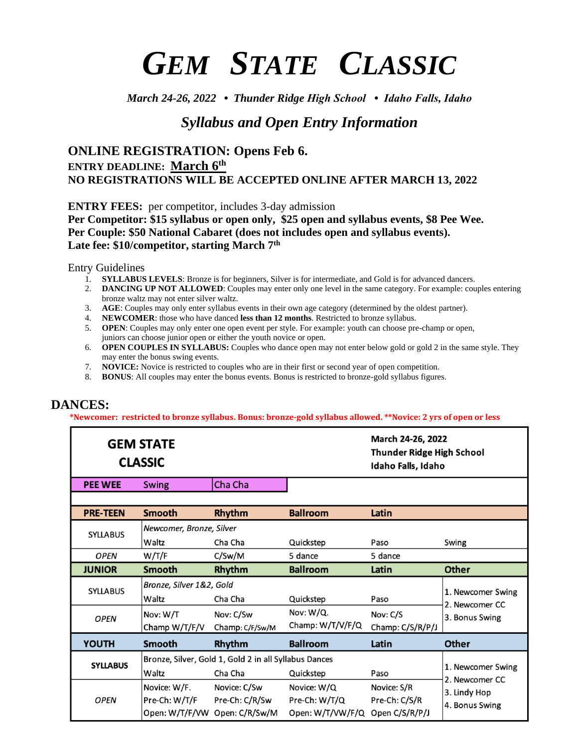# *GEM STATE CLASSIC*

*March 24-26, 2022 • Thunder Ridge High School • Idaho Falls, Idaho*

## *Syllabus and Open Entry Information*

**ONLINE REGISTRATION: Opens Feb 6.**
**ENTRY DEADLINE: March 6th**
**NO REGISTRATIONS WILL BE ACCEPTED ONLINE AFTER MARCH 13, 2022**

**ENTRY FEES:** per competitor, includes 3-day admission
**Per Competitor: $15 syllabus or open only, $25 open and syllabus events, $8 Pee Wee.**
**Per Couple: $50 National Cabaret (does not includes open and syllabus events).**
**Late fee: $10/competitor, starting March 7th**

Entry Guidelines

1. **SYLLABUS LEVELS**: Bronze is for beginners, Silver is for intermediate, and Gold is for advanced dancers.
2. **DANCING UP NOT ALLOWED**: Couples may enter only one level in the same category. For example: couples entering bronze waltz may not enter silver waltz.
3. **AGE**: Couples may only enter syllabus events in their own age category (determined by the oldest partner).
4. **NEWCOMER**: those who have danced **less than 12 months**. Restricted to bronze syllabus.
5. **OPEN**: Couples may only enter one open event per style. For example: youth can choose pre-champ or open, juniors can choose junior open or either the youth novice or open.
6. **OPEN COUPLES IN SYLLABUS:** Couples who dance open may not enter below gold or gold 2 in the same style. They may enter the bonus swing events.
7. **NOVICE:** Novice is restricted to couples who are in their first or second year of open competition.
8. **BONUS**: All couples may enter the bonus events. Bonus is restricted to bronze-gold syllabus figures.

## DANCES:

**\*Newcomer: restricted to bronze syllabus. Bonus: bronze-gold syllabus allowed. \*\*Novice: 2 yrs of open or less**

| GEM STATE CLASSIC | | | | March 24-26, 2022 Thunder Ridge High School Idaho Falls, Idaho | |
|---|---|---|---|---|---|
| **PEE WEE** | Swing | Cha Cha | | | |
| | | | | | |
| **PRE-TEEN** | **Smooth** | **Rhythm** | **Ballroom** | **Latin** | |
| SYLLABUS | *Newcomer, Bronze, Silver* | | | | |
| | Waltz | Cha Cha | Quickstep | Paso | Swing |
| *OPEN* | W/T/F | C/Sw/M | 5 dance | 5 dance | |
| **JUNIOR** | **Smooth** | **Rhythm** | **Ballroom** | **Latin** | **Other** |
| SYLLABUS | *Bronze, Silver 1&2, Gold* | | | | 1. Newcomer Swing |
| | Waltz | Cha Cha | Quickstep | Paso | 2. Newcomer CC |
| *OPEN* | Nov: W/T | Nov: C/Sw | Nov: W/Q. | Nov: C/S | 3. Bonus Swing |
| | Champ W/T/F/V | Champ: C/F/Sw/M | Champ: W/T/V/F/Q | Champ: C/S/R/P/J | |
| **YOUTH** | **Smooth** | **Rhythm** | **Ballroom** | **Latin** | **Other** |
| **SYLLABUS** | Bronze, Silver, Gold 1, Gold 2 in all Syllabus Dances | | | | 1. Newcomer Swing |
| | Waltz | Cha Cha | Quickstep | Paso | 2. Newcomer CC |
| *OPEN* | Novice: W/F. | Novice: C/Sw | Novice: W/Q | Novice: S/R | 3. Lindy Hop |
| | Pre-Ch: W/T/F | Pre-Ch: C/R/Sw | Pre-Ch: W/T/Q | Pre-Ch: C/S/R | 4. Bonus Swing |
| | Open: W/T/F/VW | Open: C/R/Sw/M | Open: W/T/VW/F/Q | Open C/S/R/P/J | |